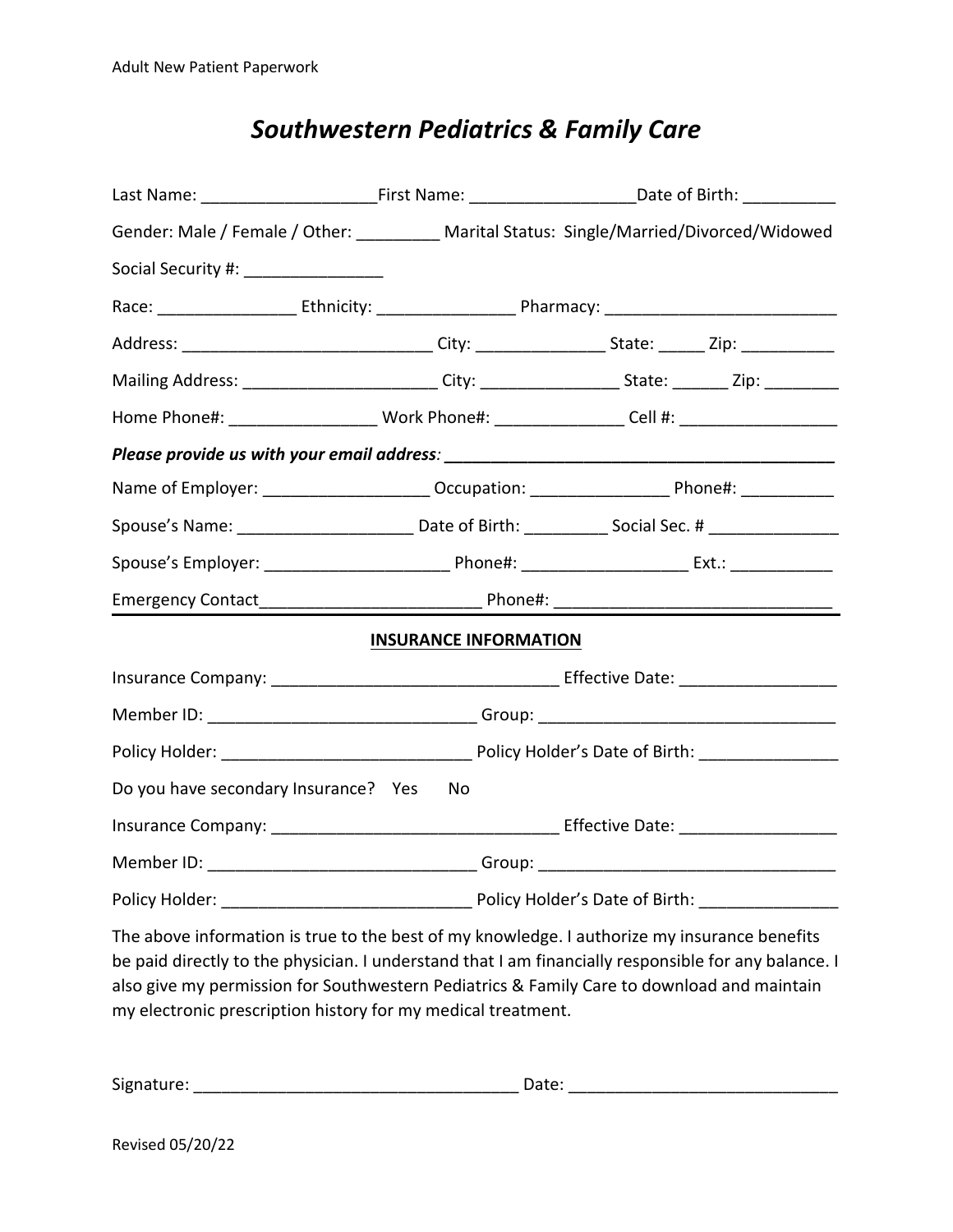Adult New Patient Paperwork

# *Southwestern Pediatrics & Family Care*

Last Name: ___________________First Name: _________________Date of Birth: __________

Gender: Male / Female / Other: _________ Marital Status: Single/Married/Divorced/Widowed

Social Security #: _______________

Race: _______________ Ethnicity: _______________ Pharmacy: _________________________

Address: ___________________________ City: ______________ State: _____ Zip: __________

Mailing Address: _____________________ City: _______________ State: ______ Zip: ________

Home Phone#: ________________ Work Phone#: ______________ Cell #: _________________

***Please provide us with your email address:*** ___________________________________________

Name of Employer: __________________ Occupation: _______________ Phone#: __________

Spouse's Name: ___________________ Date of Birth: _________ Social Sec. # ______________

Spouse's Employer: ____________________ Phone#: __________________ Ext.: ___________

Emergency Contact________________________ Phone#: _____________________________

## INSURANCE INFORMATION

Insurance Company: _______________________________ Effective Date: _________________

Member ID: _____________________________ Group: ________________________________

Policy Holder: ___________________________ Policy Holder's Date of Birth: _______________

Do you have secondary Insurance? Yes No

Insurance Company: _______________________________ Effective Date: _________________

Member ID: _____________________________ Group: ________________________________

Policy Holder: ___________________________ Policy Holder's Date of Birth: _______________

The above information is true to the best of my knowledge. I authorize my insurance benefits be paid directly to the physician. I understand that I am financially responsible for any balance. I also give my permission for Southwestern Pediatrics & Family Care to download and maintain my electronic prescription history for my medical treatment.

Signature: ___________________________________ Date: _____________________________

Revised 05/20/22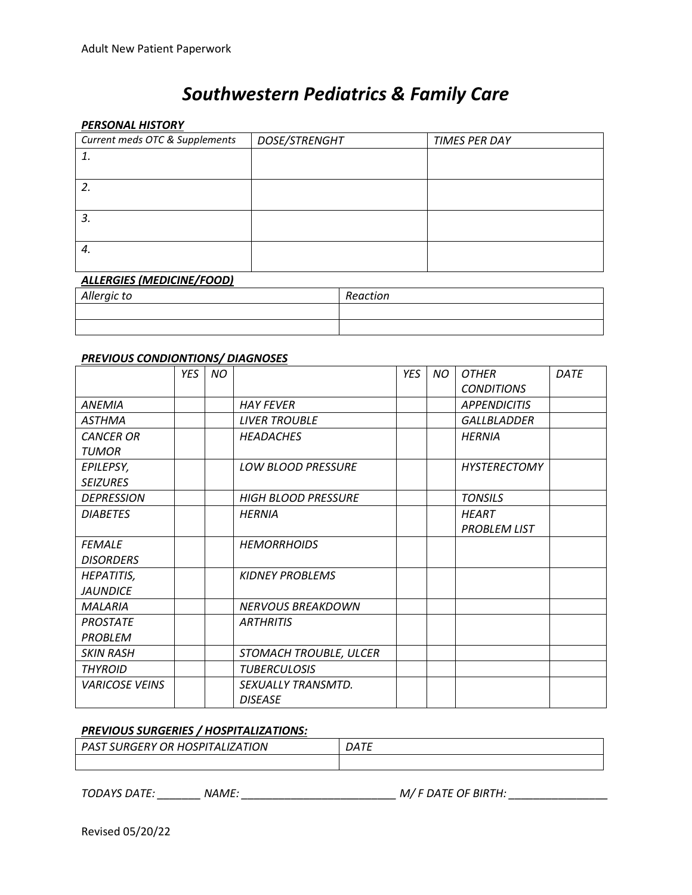# Southwestern Pediatrics & Family Care

***PERSONAL HISTORY***

| *Current meds OTC & Supplements* | *DOSE/STRENGHT* | *TIMES PER DAY* |
|---|---|---|
| *1.* | | |
| *2.* | | |
| *3.* | | |
| *4.* | | |

***ALLERGIES (MEDICINE/FOOD)***

| *Allergic to* | *Reaction* |
|---|---|
| | |
| | |

***PREVIOUS CONDIONTIONS/ DIAGNOSES***

| | *YES* | *NO* | | *YES* | *NO* | *OTHER CONDITIONS* | *DATE* |
|---|---|---|---|---|---|---|---|
| *ANEMIA* | | | *HAY FEVER* | | | *APPENDICITIS* | |
| *ASTHMA* | | | *LIVER TROUBLE* | | | *GALLBLADDER* | |
| *CANCER OR TUMOR* | | | *HEADACHES* | | | *HERNIA* | |
| *EPILEPSY, SEIZURES* | | | *LOW BLOOD PRESSURE* | | | *HYSTERECTOMY* | |
| *DEPRESSION* | | | *HIGH BLOOD PRESSURE* | | | *TONSILS* | |
| *DIABETES* | | | *HERNIA* | | | *HEART PROBLEM LIST* | |
| *FEMALE DISORDERS* | | | *HEMORRHOIDS* | | | | |
| *HEPATITIS, JAUNDICE* | | | *KIDNEY PROBLEMS* | | | | |
| *MALARIA* | | | *NERVOUS BREAKDOWN* | | | | |
| *PROSTATE PROBLEM* | | | *ARTHRITIS* | | | | |
| *SKIN RASH* | | | *STOMACH TROUBLE, ULCER* | | | | |
| *THYROID* | | | *TUBERCULOSIS* | | | | |
| *VARICOSE VEINS* | | | *SEXUALLY TRANSMTD. DISEASE* | | | | |

***PREVIOUS SURGERIES / HOSPITALIZATIONS:***

| *PAST SURGERY OR HOSPITALIZATION* | *DATE* |
|---|---|
| | |

*TODAYS DATE: _______ NAME: _________________________ M/ F DATE OF BIRTH: ________________*

Revised 05/20/22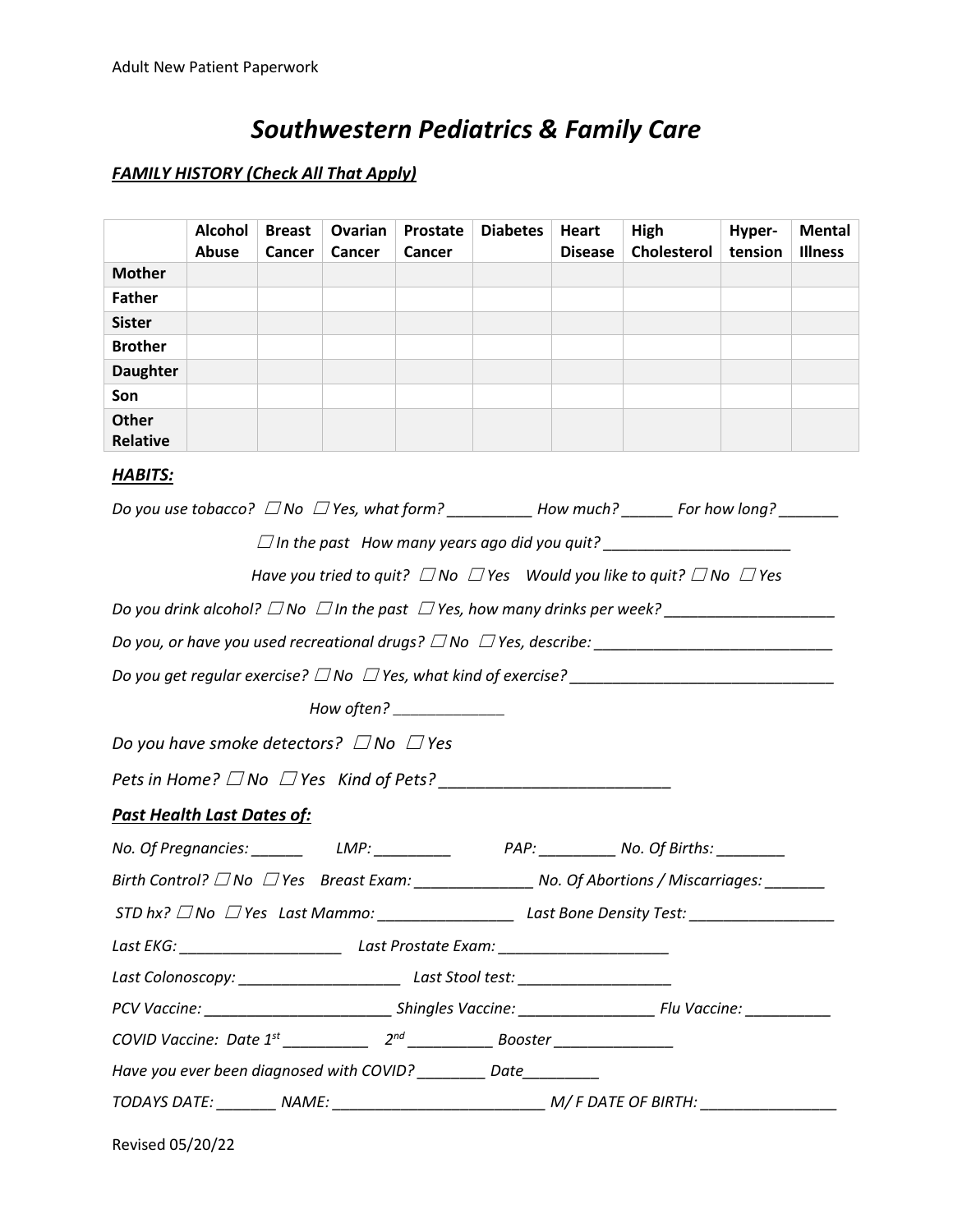# *Southwestern Pediatrics & Family Care*

***FAMILY HISTORY (Check All That Apply)***

| | Alcohol Abuse | Breast Cancer | Ovarian Cancer | Prostate Cancer | Diabetes | Heart Disease | High Cholesterol | Hyper-tension | Mental Illness |
|---|---|---|---|---|---|---|---|---|---|
| **Mother** | | | | | | | | | |
| **Father** | | | | | | | | | |
| **Sister** | | | | | | | | | |
| **Brother** | | | | | | | | | |
| **Daughter** | | | | | | | | | |
| **Son** | | | | | | | | | |
| **Other Relative** | | | | | | | | | |

***HABITS:***

*Do you use tobacco? ☐ No ☐ Yes, what form? __________ How much? ______ For long? _______*

*☐ In the past How many years ago did you quit? ______________________*

*Have you tried to quit? ☐ No ☐ Yes Would you like to quit? ☐ No ☐ Yes*

*Do you drink alcohol? ☐ No ☐ In the past ☐ Yes, how many drinks per week? ___________________*

*Do you, or have you used recreational drugs? ☐ No ☐ Yes, describe: ____________________________*

*Do you get regular exercise? ☐ No ☐ Yes, what kind of exercise? _______________________________*

*How often? _____________*

*Do you have smoke detectors? ☐ No ☐ Yes*

*Pets in Home? ☐ No ☐ Yes Kind of Pets? _________________________*

***Past Health Last Dates of:***

*No. Of Pregnancies: ______ LMP: _________ PAP: _________ No. Of Births: ________*

*Birth Control? ☐ No ☐ Yes Breast Exam: ______________ No. Of Abortions / Miscarriages: _______*

*STD hx? ☐ No ☐ Yes Last Mammo: ________________ Last Bone Density Test: _________________*

*Last EKG: ___________________ Last Prostate Exam: ____________________*

*Last Colonoscopy: ___________________ Last Stool test: __________________*

*PCV Vaccine: ______________________ Shingles Vaccine: ________________ Flu Vaccine: __________*

*COVID Vaccine: Date 1st __________ 2nd __________ Booster ______________*

*Have you ever been diagnosed with COVID? ________ Date_________*

*TODAYS DATE: _______ NAME: _________________________ M/ F DATE OF BIRTH: ________________*

Revised 05/20/22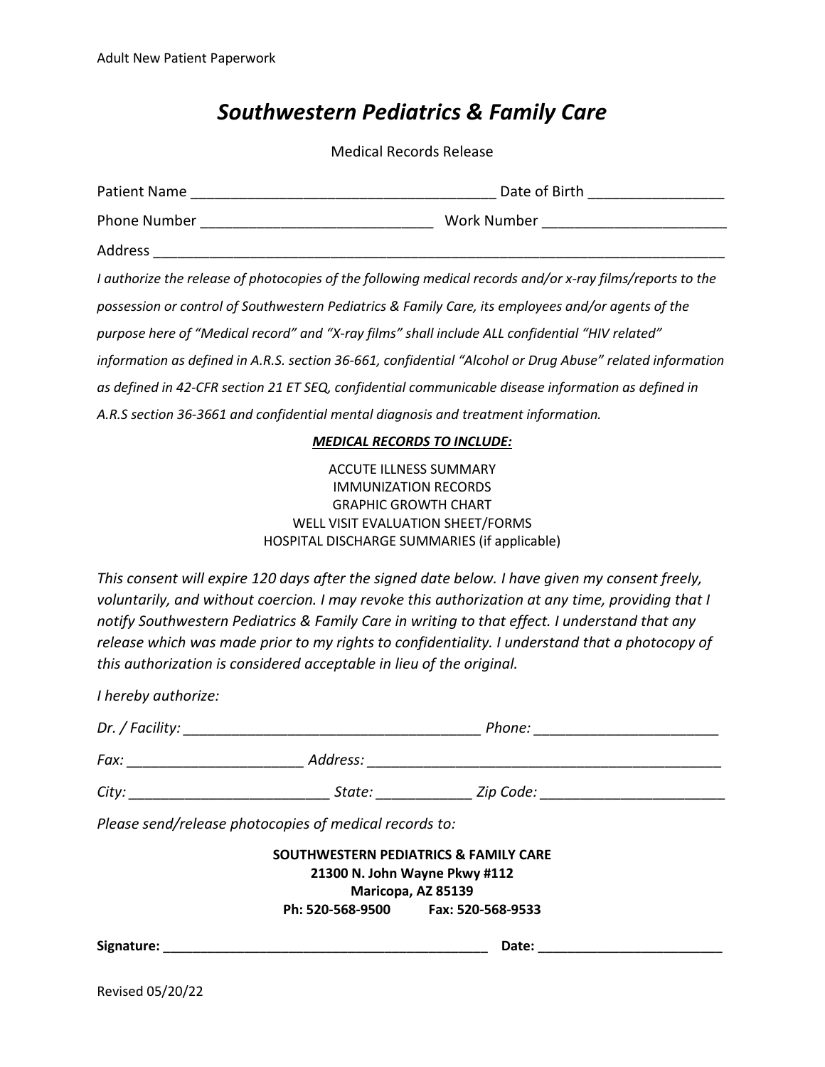# *Southwestern Pediatrics & Family Care*

Medical Records Release

Patient Name ______________________________________ Date of Birth ________________

Phone Number ____________________________ Work Number ______________________

Address ___________________________________________________________________

*I authorize the release of photocopies of the following medical records and/or x-ray films/reports to the possession or control of Southwestern Pediatrics & Family Care, its employees and/or agents of the purpose here of "Medical record" and "X-ray films" shall include ALL confidential "HIV related" information as defined in A.R.S. section 36-661, confidential "Alcohol or Drug Abuse" related information as defined in 42-CFR section 21 ET SEQ, confidential communicable disease information as defined in A.R.S section 36-3661 and confidential mental diagnosis and treatment information.*

***MEDICAL RECORDS TO INCLUDE:***

ACCUTE ILLNESS SUMMARY
IMMUNIZATION RECORDS
GRAPHIC GROWTH CHART
WELL VISIT EVALUATION SHEET/FORMS
HOSPITAL DISCHARGE SUMMARIES (if applicable)

*This consent will expire 120 days after the signed date below. I have given my consent freely, voluntarily, and without coercion. I may revoke this authorization at any time, providing that I notify Southwestern Pediatrics & Family Care in writing to that effect. I understand that any release which was made prior to my rights to confidentiality. I understand that a photocopy of this authorization is considered acceptable in lieu of the original.*

*I hereby authorize:*

*Dr. / Facility:* ____________________________________ *Phone:* ______________________

*Fax:* _____________________ *Address:* _____________________________________________

*City:* _________________________ *State:* ____________ *Zip Code:* _______________________

*Please send/release photocopies of medical records to:*

**SOUTHWESTERN PEDIATRICS & FAMILY CARE**
**21300 N. John Wayne Pkwy #112**
**Maricopa, AZ 85139**
**Ph: 520-568-9500 Fax: 520-568-9533**

**Signature: ___________________________________________ Date: ________________________**

Revised 05/20/22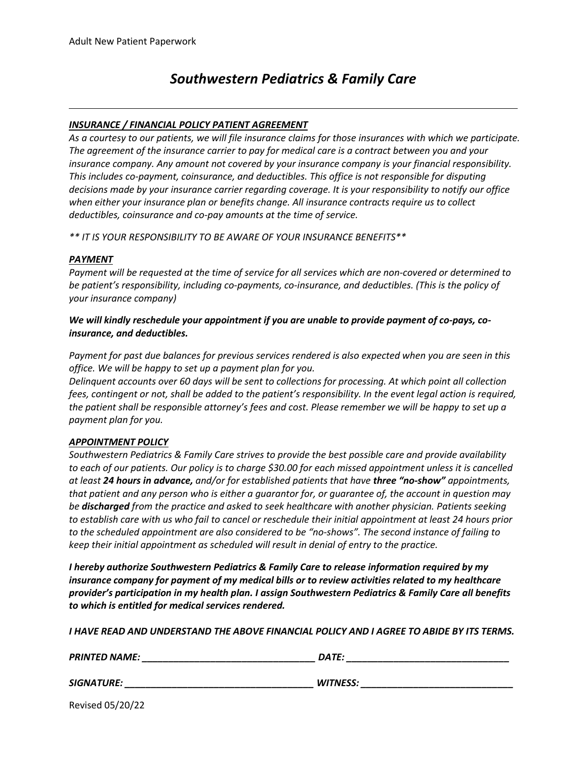# *Southwestern Pediatrics & Family Care*

---

***INSURANCE / FINANCIAL POLICY PATIENT AGREEMENT***

*As a courtesy to our patients, we will file insurance claims for those insurances with which we participate. The agreement of the insurance carrier to pay for medical care is a contract between you and your insurance company. Any amount not covered by your insurance company is your financial responsibility. This includes co-payment, coinsurance, and deductibles. This office is not responsible for disputing decisions made by your insurance carrier regarding coverage. It is your responsibility to notify our office when either your insurance plan or benefits change. All insurance contracts require us to collect deductibles, coinsurance and co-pay amounts at the time of service.*

*\*\* IT IS YOUR RESPONSIBILITY TO BE AWARE OF YOUR INSURANCE BENEFITS\*\**

***PAYMENT***

*Payment will be requested at the time of service for all services which are non-covered or determined to be patient's responsibility, including co-payments, co-insurance, and deductibles. (This is the policy of your insurance company)*

***We will kindly reschedule your appointment if you are unable to provide payment of co-pays, co-insurance, and deductibles.***

*Payment for past due balances for previous services rendered is also expected when you are seen in this office. We will be happy to set up a payment plan for you.*
*Delinquent accounts over 60 days will be sent to collections for processing. At which point all collection fees, contingent or not, shall be added to the patient's responsibility. In the event legal action is required, the patient shall be responsible attorney's fees and cost. Please remember we will be happy to set up a payment plan for you.*

***APPOINTMENT POLICY***

*Southwestern Pediatrics & Family Care strives to provide the best possible care and provide availability to each of our patients. Our policy is to charge $30.00 for each missed appointment unless it is cancelled at least* ***24 hours in advance,*** *and/or for established patients that have* ***three "no-show"*** *appointments, that patient and any person who is either a guarantor for, or guarantee of, the account in question may be* ***discharged*** *from the practice and asked to seek healthcare with another physician. Patients seeking to establish care with us who fail to cancel or reschedule their initial appointment at least 24 hours prior to the scheduled appointment are also considered to be "no-shows". The second instance of failing to keep their initial appointment as scheduled will result in denial of entry to the practice.*

***I hereby authorize Southwestern Pediatrics & Family Care to release information required by my insurance company for payment of my medical bills or to review activities related to my healthcare provider's participation in my health plan. I assign Southwestern Pediatrics & Family Care all benefits to which is entitled for medical services rendered.***

***I HAVE READ AND UNDERSTAND THE ABOVE FINANCIAL POLICY AND I AGREE TO ABIDE BY ITS TERMS.***

***PRINTED NAME:*** \_\_\_\_\_\_\_\_\_\_\_\_\_\_\_\_\_\_\_\_\_\_\_\_\_\_\_\_\_\_\_\_ ***DATE:*** \_\_\_\_\_\_\_\_\_\_\_\_\_\_\_\_\_\_\_\_\_\_\_\_\_\_\_\_\_\_

***SIGNATURE:*** \_\_\_\_\_\_\_\_\_\_\_\_\_\_\_\_\_\_\_\_\_\_\_\_\_\_\_\_\_\_\_\_\_\_\_ ***WITNESS:*** \_\_\_\_\_\_\_\_\_\_\_\_\_\_\_\_\_\_\_\_\_\_\_\_\_\_\_\_\_

Revised 05/20/22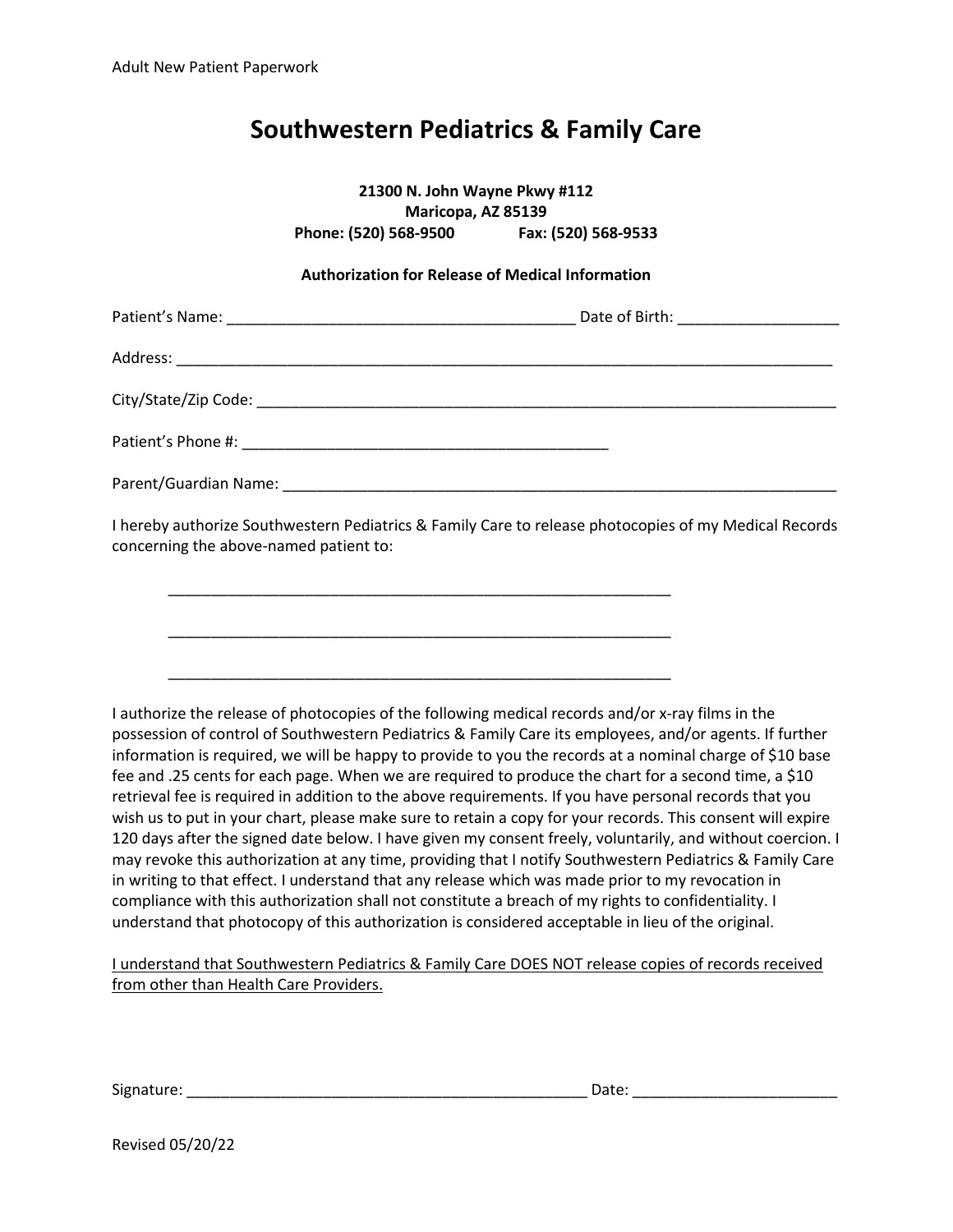Adult New Patient Paperwork

# Southwestern Pediatrics & Family Care

**21300 N. John Wayne Pkwy #112**
**Maricopa, AZ 85139**
**Phone: (520) 568-9500 Fax: (520) 568-9533**

**Authorization for Release of Medical Information**

Patient's Name: __________________________________________ Date of Birth: ___________________

Address: _________________________________________________________________________________

City/State/Zip Code: ________________________________________________________________________

Patient's Phone #: _____________________________________________

Parent/Guardian Name: ______________________________________________________________________

I hereby authorize Southwestern Pediatrics & Family Care to release photocopies of my Medical Records concerning the above-named patient to:

_______________________________________________________________

_______________________________________________________________

_______________________________________________________________

I authorize the release of photocopies of the following medical records and/or x-ray films in the possession of control of Southwestern Pediatrics & Family Care its employees, and/or agents. If further information is required, we will be happy to provide to you the records at a nominal charge of $10 base fee and .25 cents for each page. When we are required to produce the chart for a second time, a $10 retrieval fee is required in addition to the above requirements. If you have personal records that you wish us to put in your chart, please make sure to retain a copy for your records. This consent will expire 120 days after the signed date below. I have given my consent freely, voluntarily, and without coercion. I may revoke this authorization at any time, providing that I notify Southwestern Pediatrics & Family Care in writing to that effect. I understand that any release which was made prior to my revocation in compliance with this authorization shall not constitute a breach of my rights to confidentiality. I understand that photocopy of this authorization is considered acceptable in lieu of the original.

<u>I understand that Southwestern Pediatrics & Family Care DOES NOT release copies of records received from other than Health Care Providers.</u>

Signature: __________________________________________________ Date: _________________________

Revised 05/20/22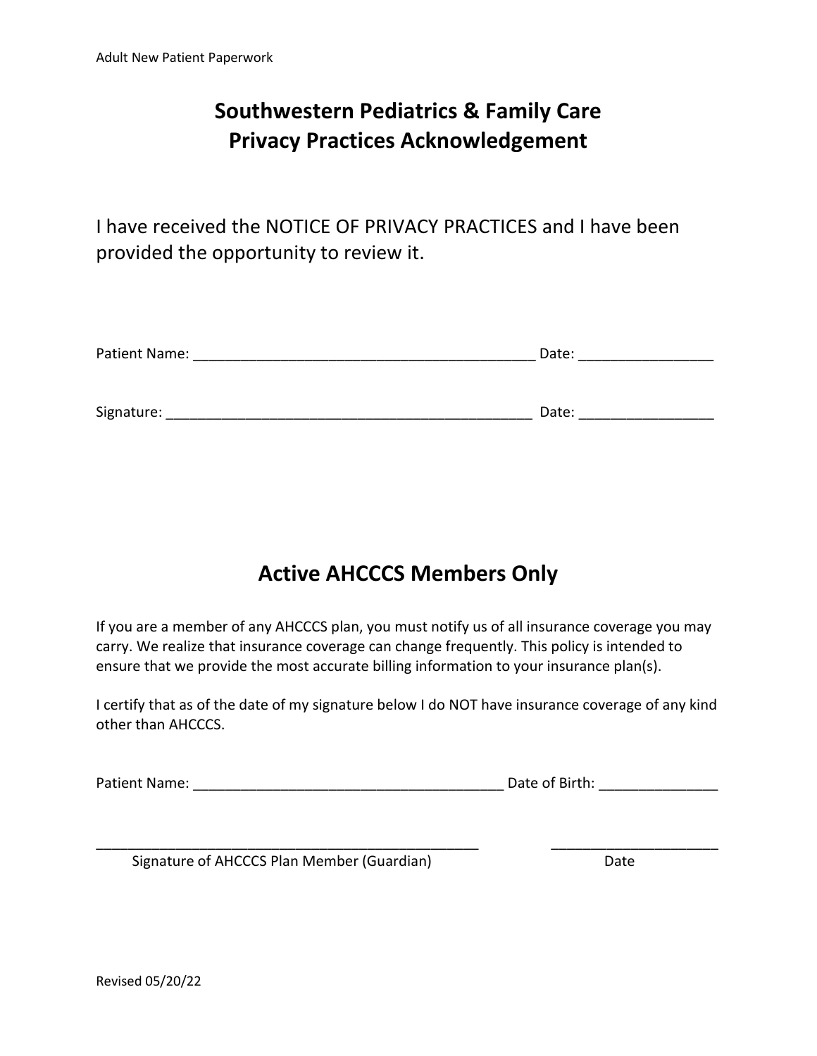# Southwestern Pediatrics & Family Care
# Privacy Practices Acknowledgement

I have received the NOTICE OF PRIVACY PRACTICES and I have been provided the opportunity to review it.

Patient Name: ___________________________________________ Date: _________________

Signature: _______________________________________________ Date: _________________

## Active AHCCCS Members Only

If you are a member of any AHCCCS plan, you must notify us of all insurance coverage you may carry. We realize that insurance coverage can change frequently. This policy is intended to ensure that we provide the most accurate billing information to your insurance plan(s).

I certify that as of the date of my signature below I do NOT have insurance coverage of any kind other than AHCCCS.

Patient Name: _______________________________________ Date of Birth: _______________

_________________________________________________ ______________________

Signature of AHCCCS Plan Member (Guardian) Date

Revised 05/20/22